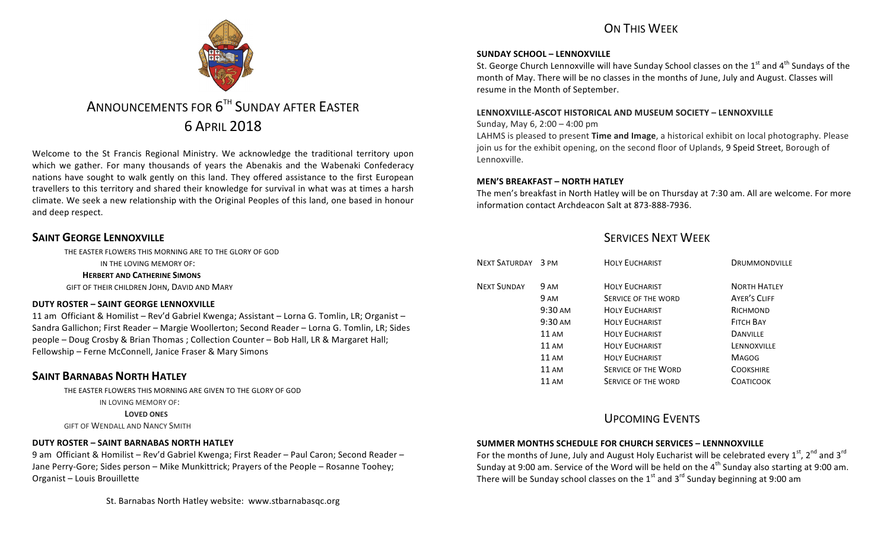# ANNOUNCEMENTS FOR 6[TH] SUNDAY AFTER EASTER
# 6 APRIL 2018

Welcome to the St Francis Regional Ministry. We acknowledge the traditional territory upon which we gather. For many thousands of years the Abenakis and the Wabenaki Confederacy nations have sought to walk gently on this land. They offered assistance to the first European travellers to this territory and shared their knowledge for survival in what was at times a harsh climate. We seek a new relationship with the Original Peoples of this land, one based in honour and deep respect.

## SAINT GEORGE LENNOXVILLE

THE EASTER FLOWERS THIS MORNING ARE TO THE GLORY OF GOD
IN THE LOVING MEMORY OF:
**HERBERT AND CATHERINE SIMONS**
GIFT OF THEIR CHILDREN JOHN, DAVID AND MARY

**DUTY ROSTER – SAINT GEORGE LENNOXVILLE**

11 am Officiant & Homilist – Rev'd Gabriel Kwenga; Assistant – Lorna G. Tomlin, LR; Organist – Sandra Gallichon; First Reader – Margie Woollerton; Second Reader – Lorna G. Tomlin, LR; Sides people – Doug Crosby & Brian Thomas ; Collection Counter – Bob Hall, LR & Margaret Hall; Fellowship – Ferne McConnell, Janice Fraser & Mary Simons

## SAINT BARNABAS NORTH HATLEY

THE EASTER FLOWERS THIS MORNING ARE GIVEN TO THE GLORY OF GOD
IN LOVING MEMORY OF:
**LOVED ONES**
GIFT OF WENDALL AND NANCY SMITH

**DUTY ROSTER – SAINT BARNABAS NORTH HATLEY**

9 am Officiant & Homilist – Rev'd Gabriel Kwenga; First Reader – Paul Caron; Second Reader – Jane Perry-Gore; Sides person – Mike Munkittrick; Prayers of the People – Rosanne Toohey; Organist – Louis Brouillette

St. Barnabas North Hatley website: www.stbarnabasqc.org

## ON THIS WEEK

**SUNDAY SCHOOL – LENNOXVILLE**

St. George Church Lennoxville will have Sunday School classes on the 1[st] and 4[th] Sundays of the month of May. There will be no classes in the months of June, July and August. Classes will resume in the Month of September.

**LENNOXVILLE-ASCOT HISTORICAL AND MUSEUM SOCIETY – LENNOXVILLE**

Sunday, May 6, 2:00 – 4:00 pm
LAHMS is pleased to present **Time and Image**, a historical exhibit on local photography. Please join us for the exhibit opening, on the second floor of Uplands, 9 Speid Street, Borough of Lennoxville.

**MEN'S BREAKFAST – NORTH HATLEY**

The men's breakfast in North Hatley will be on Thursday at 7:30 am. All are welcome. For more information contact Archdeacon Salt at 873-888-7936.

## SERVICES NEXT WEEK

| | | | |
|---|---|---|---|
| NEXT SATURDAY | 3 PM | HOLY EUCHARIST | DRUMMONDVILLE |
| NEXT SUNDAY | 9 AM | HOLY EUCHARIST | NORTH HATLEY |
| | 9 AM | SERVICE OF THE WORD | AYER'S CLIFF |
| | 9:30 AM | HOLY EUCHARIST | RICHMOND |
| | 9:30 AM | HOLY EUCHARIST | FITCH BAY |
| | 11 AM | HOLY EUCHARIST | DANVILLE |
| | 11 AM | HOLY EUCHARIST | LENNOXVILLE |
| | 11 AM | HOLY EUCHARIST | MAGOG |
| | 11 AM | SERVICE OF THE WORD | COOKSHIRE |
| | 11 AM | SERVICE OF THE WORD | COATICOOK |

## UPCOMING EVENTS

**SUMMER MONTHS SCHEDULE FOR CHURCH SERVICES – LENNNOXVILLE**

For the months of June, July and August Holy Eucharist will be celebrated every 1[st], 2[nd] and 3[rd] Sunday at 9:00 am. Service of the Word will be held on the 4[th] Sunday also starting at 9:00 am. There will be Sunday school classes on the 1[st] and 3[rd] Sunday beginning at 9:00 am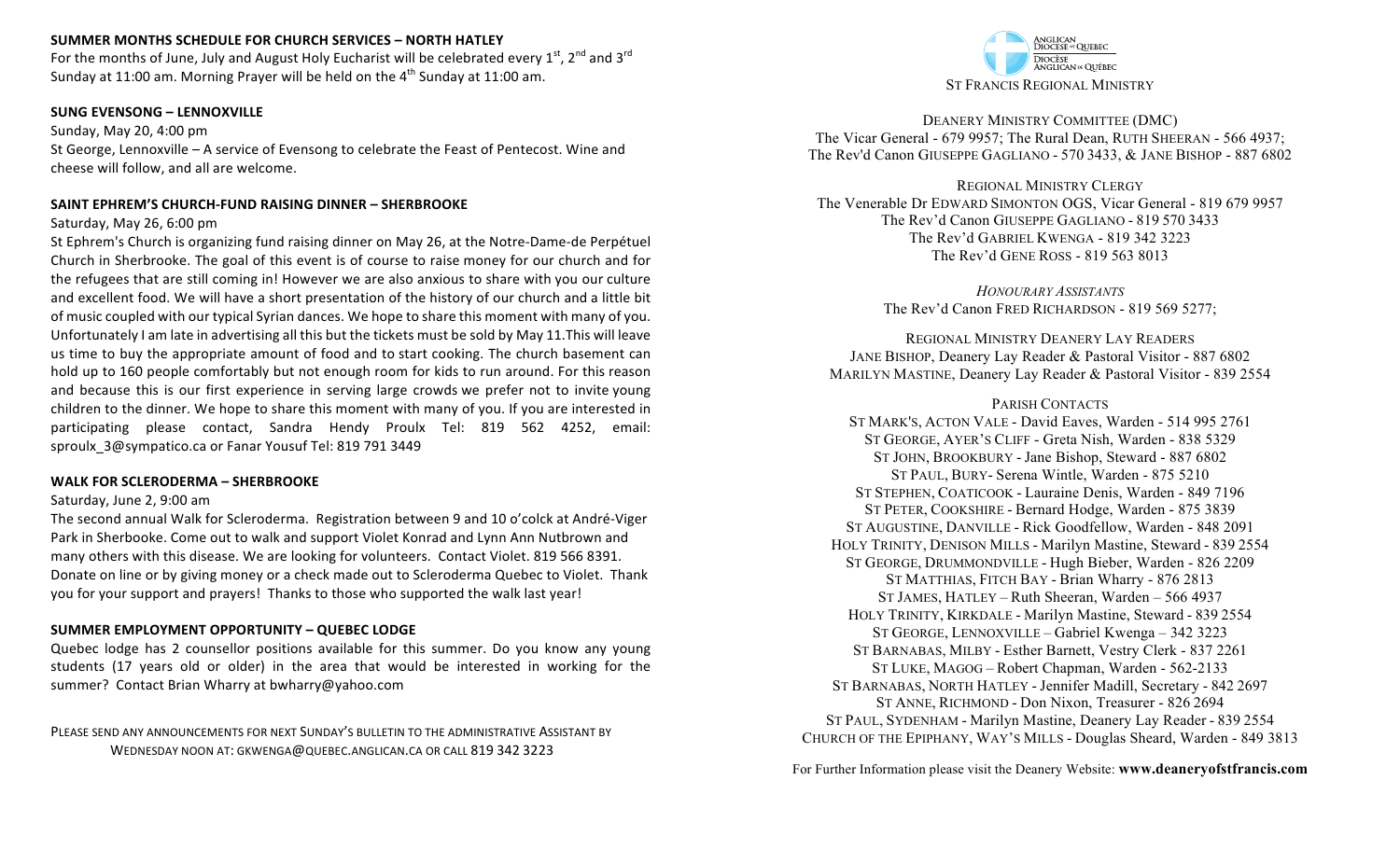## SUMMER MONTHS SCHEDULE FOR CHURCH SERVICES – NORTH HATLEY

For the months of June, July and August Holy Eucharist will be celebrated every 1st, 2nd and 3rd Sunday at 11:00 am. Morning Prayer will be held on the 4th Sunday at 11:00 am.

## SUNG EVENSONG – LENNOXVILLE

Sunday, May 20, 4:00 pm

St George, Lennoxville – A service of Evensong to celebrate the Feast of Pentecost. Wine and cheese will follow, and all are welcome.

## SAINT EPHREM'S CHURCH-FUND RAISING DINNER – SHERBROOKE

Saturday, May 26, 6:00 pm

St Ephrem's Church is organizing fund raising dinner on May 26, at the Notre-Dame-de Perpétuel Church in Sherbrooke. The goal of this event is of course to raise money for our church and for the refugees that are still coming in! However we are also anxious to share with you our culture and excellent food. We will have a short presentation of the history of our church and a little bit of music coupled with our typical Syrian dances. We hope to share this moment with many of you. Unfortunately I am late in advertising all this but the tickets must be sold by May 11.This will leave us time to buy the appropriate amount of food and to start cooking. The church basement can hold up to 160 people comfortably but not enough room for kids to run around. For this reason and because this is our first experience in serving large crowds we prefer not to invite young children to the dinner. We hope to share this moment with many of you. If you are interested in participating please contact, Sandra Hendy Proulx Tel: 819 562 4252, email: sproulx_3@sympatico.ca or Fanar Yousuf Tel: 819 791 3449

## WALK FOR SCLERODERMA – SHERBROOKE

Saturday, June 2, 9:00 am

The second annual Walk for Scleroderma. Registration between 9 and 10 o'colck at André-Viger Park in Sherbooke. Come out to walk and support Violet Konrad and Lynn Ann Nutbrown and many others with this disease. We are looking for volunteers. Contact Violet. 819 566 8391. Donate on line or by giving money or a check made out to Scleroderma Quebec to Violet. Thank you for your support and prayers! Thanks to those who supported the walk last year!

## SUMMER EMPLOYMENT OPPORTUNITY – QUEBEC LODGE

Quebec lodge has 2 counsellor positions available for this summer. Do you know any young students (17 years old or older) in the area that would be interested in working for the summer? Contact Brian Wharry at bwharry@yahoo.com

PLEASE SEND ANY ANNOUNCEMENTS FOR NEXT SUNDAY'S BULLETIN TO THE ADMINISTRATIVE ASSISTANT BY WEDNESDAY NOON AT: GKWENGA@QUEBEC.ANGLICAN.CA OR CALL 819 342 3223

Anglican Diocese of Quebec / Diocèse Anglican de Québec

ST FRANCIS REGIONAL MINISTRY

DEANERY MINISTRY COMMITTEE (DMC)

The Vicar General - 679 9957; The Rural Dean, RUTH SHEERAN - 566 4937; The Rev'd Canon GIUSEPPE GAGLIANO - 570 3433, & JANE BISHOP - 887 6802

REGIONAL MINISTRY CLERGY

The Venerable Dr EDWARD SIMONTON OGS, Vicar General - 819 679 9957
The Rev'd Canon GIUSEPPE GAGLIANO - 819 570 3433
The Rev'd GABRIEL KWENGA - 819 342 3223
The Rev'd GENE ROSS - 819 563 8013

*HONOURARY ASSISTANTS*

The Rev'd Canon FRED RICHARDSON - 819 569 5277;

REGIONAL MINISTRY DEANERY LAY READERS

JANE BISHOP, Deanery Lay Reader & Pastoral Visitor - 887 6802
MARILYN MASTINE, Deanery Lay Reader & Pastoral Visitor - 839 2554

PARISH CONTACTS

ST MARK'S, ACTON VALE - David Eaves, Warden - 514 995 2761
ST GEORGE, AYER'S CLIFF - Greta Nish, Warden - 838 5329
ST JOHN, BROOKBURY - Jane Bishop, Steward - 887 6802
ST PAUL, BURY- Serena Wintle, Warden - 875 5210
ST STEPHEN, COATICOOK - Lauraine Denis, Warden - 849 7196
ST PETER, COOKSHIRE - Bernard Hodge, Warden - 875 3839
ST AUGUSTINE, DANVILLE - Rick Goodfellow, Warden - 848 2091
HOLY TRINITY, DENISON MILLS - Marilyn Mastine, Steward - 839 2554
ST GEORGE, DRUMMONDVILLE - Hugh Bieber, Warden - 826 2209
ST MATTHIAS, FITCH BAY - Brian Wharry - 876 2813
ST JAMES, HATLEY – Ruth Sheeran, Warden – 566 4937
HOLY TRINITY, KIRKDALE - Marilyn Mastine, Steward - 839 2554
ST GEORGE, LENNOXVILLE – Gabriel Kwenga – 342 3223
ST BARNABAS, MILBY - Esther Barnett, Vestry Clerk - 837 2261
ST LUKE, MAGOG – Robert Chapman, Warden - 562-2133
ST BARNABAS, NORTH HATLEY - Jennifer Madill, Secretary - 842 2697
ST ANNE, RICHMOND - Don Nixon, Treasurer - 826 2694
ST PAUL, SYDENHAM - Marilyn Mastine, Deanery Lay Reader - 839 2554
CHURCH OF THE EPIPHANY, WAY'S MILLS - Douglas Sheard, Warden - 849 3813

For Further Information please visit the Deanery Website: **www.deaneryofstfrancis.com**